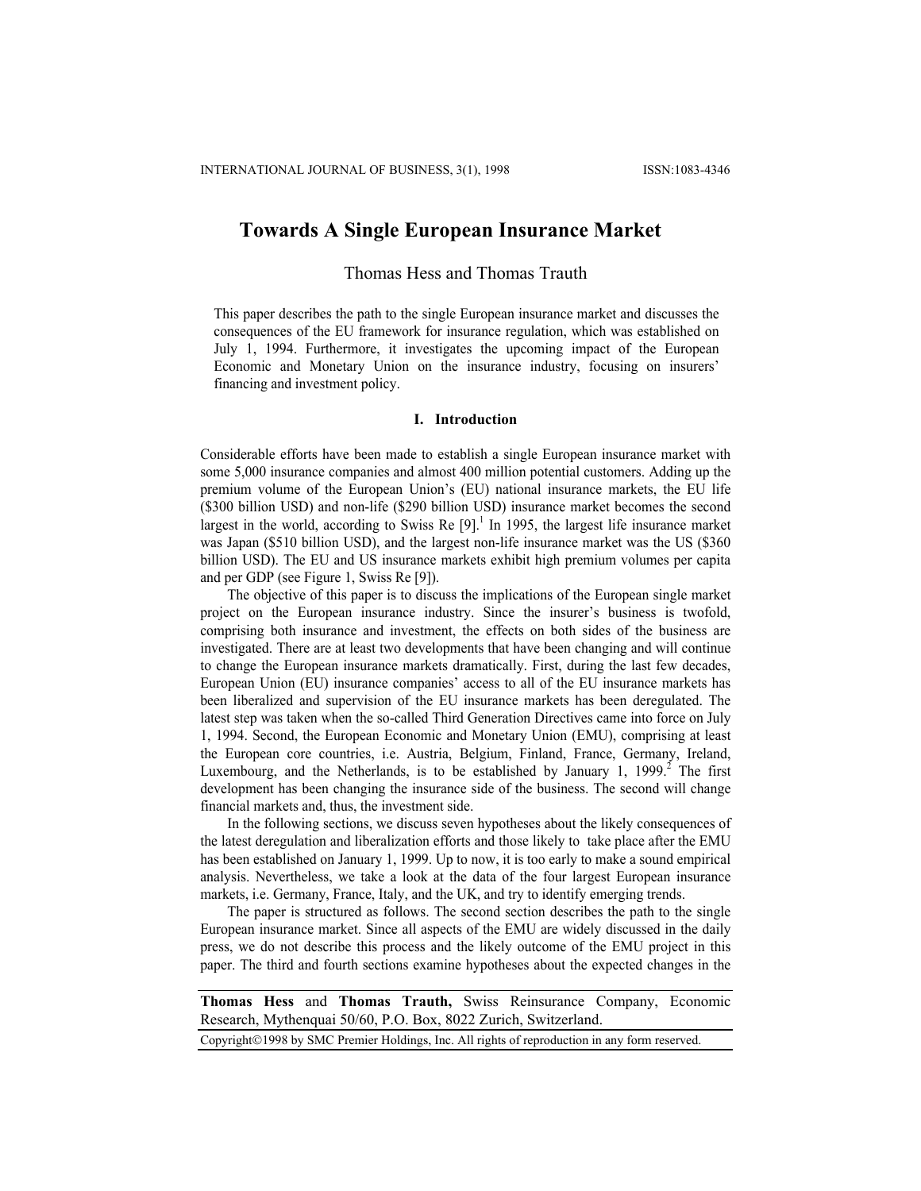# Towards A Single European Insurance Market

Thomas Hess and Thomas Trauth

This paper describes the path to the single European insurance market and discusses the consequences of the EU framework for insurance regulation, which was established on July 1, 1994. Furthermore, it investigates the upcoming impact of the European Economic and Monetary Union on the insurance industry, focusing on insurers' financing and investment policy.

## I. Introduction

Considerable efforts have been made to establish a single European insurance market with some 5,000 insurance companies and almost 400 million potential customers. Adding up the premium volume of the European Union's (EU) national insurance markets, the EU life ($300 billion USD) and non-life ($290 billion USD) insurance market becomes the second largest in the world, according to Swiss Re [9].[1] In 1995, the largest life insurance market was Japan ($510 billion USD), and the largest non-life insurance market was the US ($360 billion USD). The EU and US insurance markets exhibit high premium volumes per capita and per GDP (see Figure 1, Swiss Re [9]).

The objective of this paper is to discuss the implications of the European single market project on the European insurance industry. Since the insurer's business is twofold, comprising both insurance and investment, the effects on both sides of the business are investigated. There are at least two developments that have been changing and will continue to change the European insurance markets dramatically. First, during the last few decades, European Union (EU) insurance companies' access to all of the EU insurance markets has been liberalized and supervision of the EU insurance markets has been deregulated. The latest step was taken when the so-called Third Generation Directives came into force on July 1, 1994. Second, the European Economic and Monetary Union (EMU), comprising at least the European core countries, i.e. Austria, Belgium, Finland, France, Germany, Ireland, Luxembourg, and the Netherlands, is to be established by January 1, 1999.[2] The first development has been changing the insurance side of the business. The second will change financial markets and, thus, the investment side.

In the following sections, we discuss seven hypotheses about the likely consequences of the latest deregulation and liberalization efforts and those likely to take place after the EMU has been established on January 1, 1999. Up to now, it is too early to make a sound empirical analysis. Nevertheless, we take a look at the data of the four largest European insurance markets, i.e. Germany, France, Italy, and the UK, and try to identify emerging trends.

The paper is structured as follows. The second section describes the path to the single European insurance market. Since all aspects of the EMU are widely discussed in the daily press, we do not describe this process and the likely outcome of the EMU project in this paper. The third and fourth sections examine hypotheses about the expected changes in the

---

**Thomas Hess** and **Thomas Trauth,** Swiss Reinsurance Company, Economic Research, Mythenquai 50/60, P.O. Box, 8022 Zurich, Switzerland.

Copyright©1998 by SMC Premier Holdings, Inc. All rights of reproduction in any form reserved.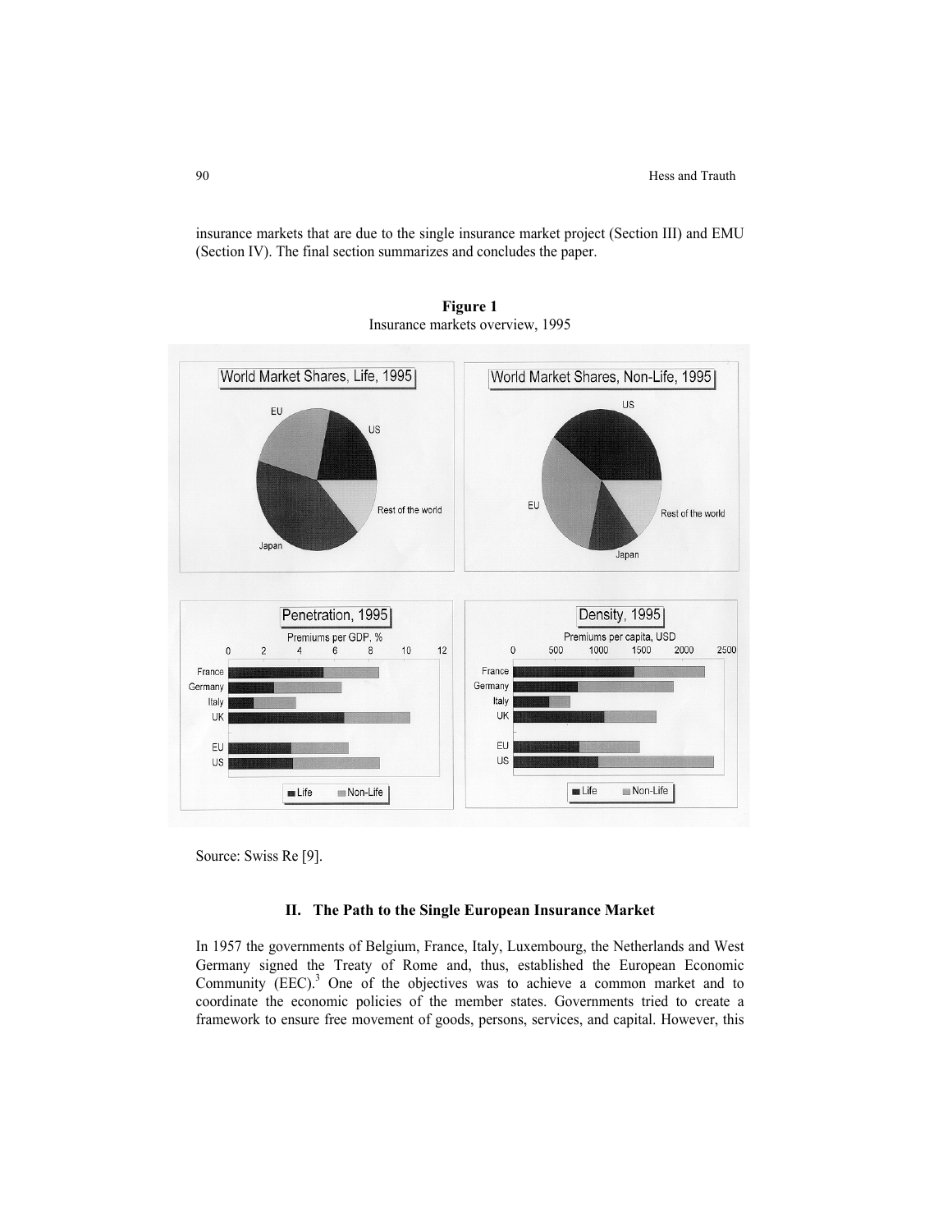insurance markets that are due to the single insurance market project (Section III) and EMU (Section IV). The final section summarizes and concludes the paper.

**Figure 1**
Insurance markets overview, 1995

Source: Swiss Re [9].

## II. The Path to the Single European Insurance Market

In 1957 the governments of Belgium, France, Italy, Luxembourg, the Netherlands and West Germany signed the Treaty of Rome and, thus, established the European Economic Community (EEC).[3] One of the objectives was to achieve a common market and to coordinate the economic policies of the member states. Governments tried to create a framework to ensure free movement of goods, persons, services, and capital. However, this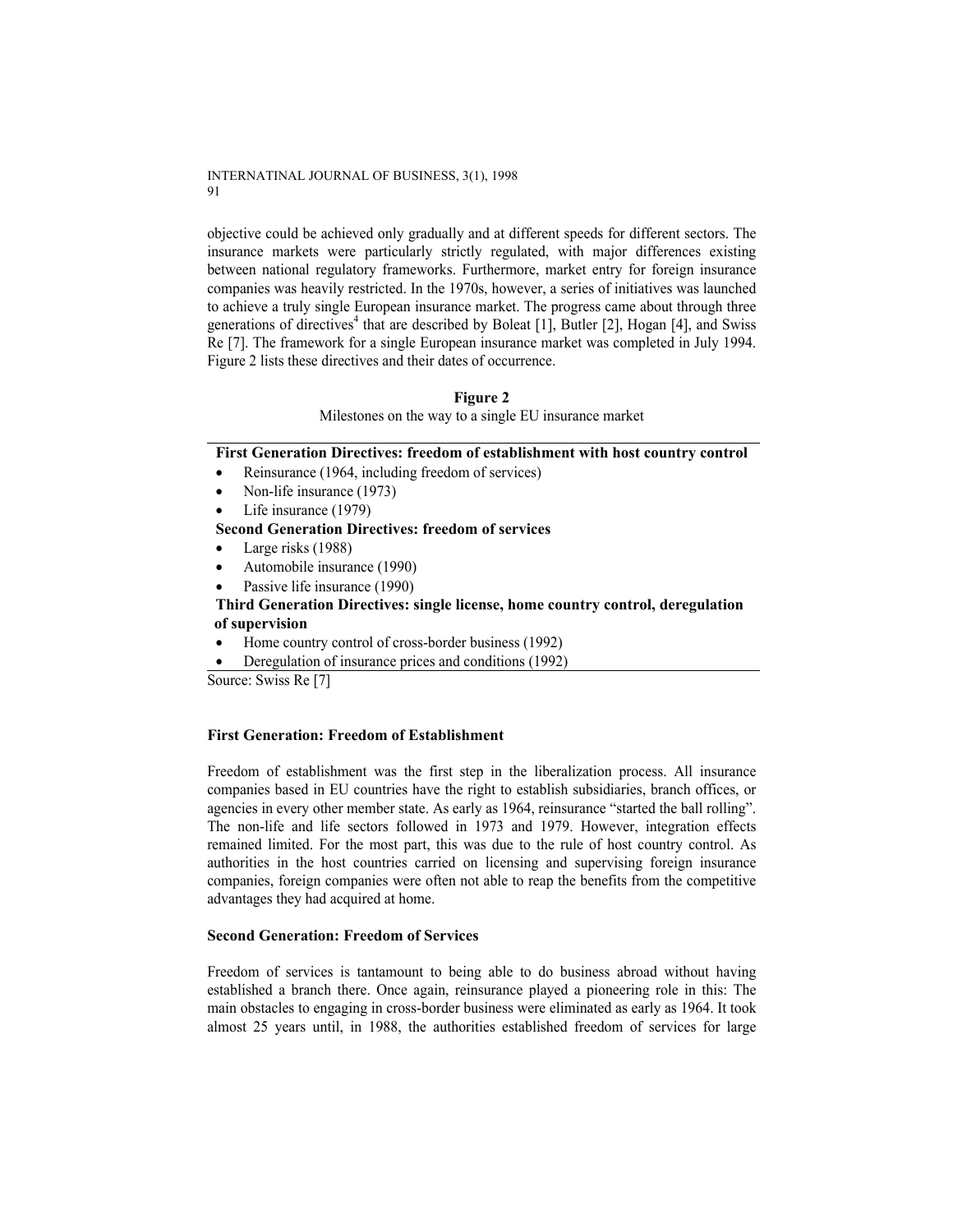objective could be achieved only gradually and at different speeds for different sectors. The insurance markets were particularly strictly regulated, with major differences existing between national regulatory frameworks. Furthermore, market entry for foreign insurance companies was heavily restricted. In the 1970s, however, a series of initiatives was launched to achieve a truly single European insurance market. The progress came about through three generations of directives[4] that are described by Boleat [1], Butler [2], Hogan [4], and Swiss Re [7]. The framework for a single European insurance market was completed in July 1994. Figure 2 lists these directives and their dates of occurrence.

**Figure 2**

Milestones on the way to a single EU insurance market

**First Generation Directives: freedom of establishment with host country control**

- Reinsurance (1964, including freedom of services)
- Non-life insurance (1973)
- Life insurance (1979)

**Second Generation Directives: freedom of services**

- Large risks (1988)
- Automobile insurance (1990)
- Passive life insurance (1990)

**Third Generation Directives: single license, home country control, deregulation of supervision**

- Home country control of cross-border business (1992)
- Deregulation of insurance prices and conditions (1992)

Source: Swiss Re [7]

### First Generation: Freedom of Establishment

Freedom of establishment was the first step in the liberalization process. All insurance companies based in EU countries have the right to establish subsidiaries, branch offices, or agencies in every other member state. As early as 1964, reinsurance "started the ball rolling". The non-life and life sectors followed in 1973 and 1979. However, integration effects remained limited. For the most part, this was due to the rule of host country control. As authorities in the host countries carried on licensing and supervising foreign insurance companies, foreign companies were often not able to reap the benefits from the competitive advantages they had acquired at home.

### Second Generation: Freedom of Services

Freedom of services is tantamount to being able to do business abroad without having established a branch there. Once again, reinsurance played a pioneering role in this: The main obstacles to engaging in cross-border business were eliminated as early as 1964. It took almost 25 years until, in 1988, the authorities established freedom of services for large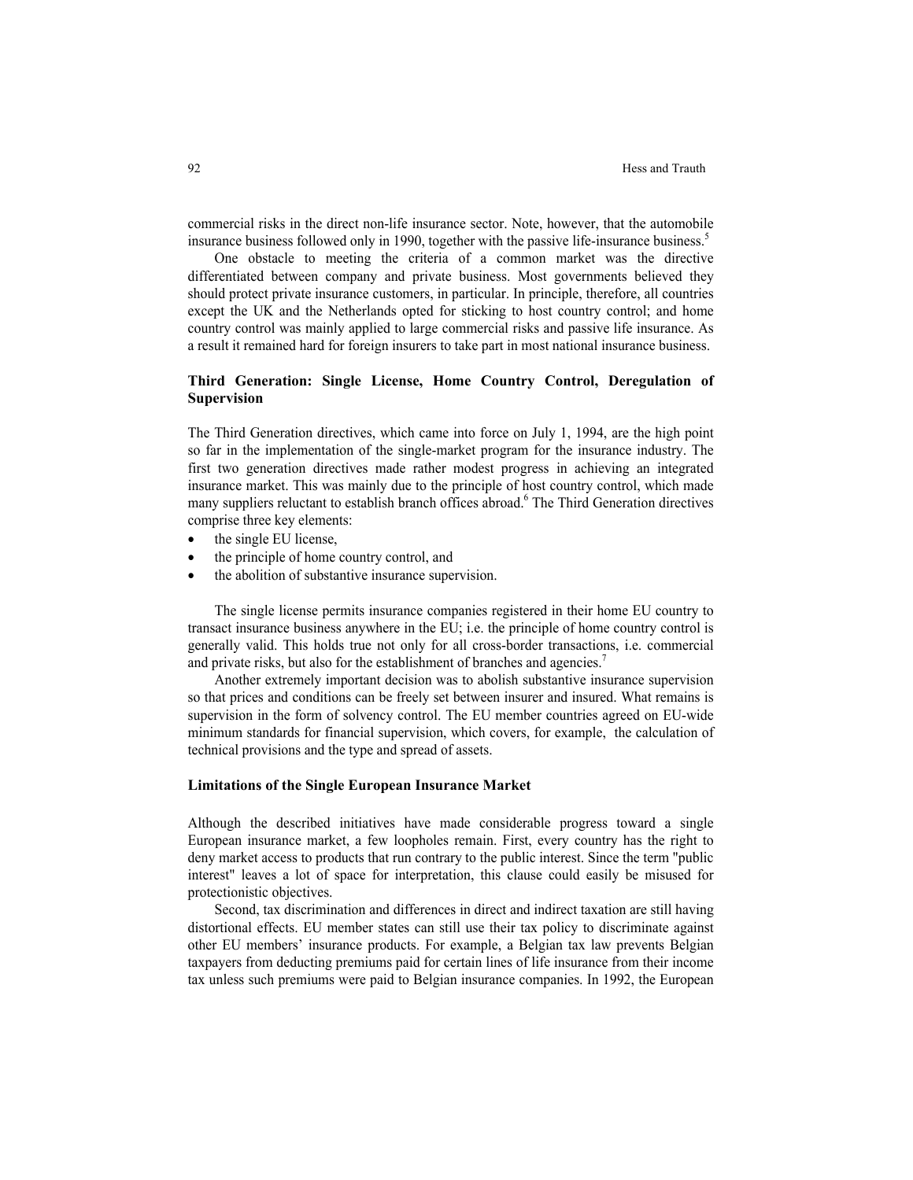commercial risks in the direct non-life insurance sector. Note, however, that the automobile insurance business followed only in 1990, together with the passive life-insurance business.[5]

One obstacle to meeting the criteria of a common market was the directive differentiated between company and private business. Most governments believed they should protect private insurance customers, in particular. In principle, therefore, all countries except the UK and the Netherlands opted for sticking to host country control; and home country control was mainly applied to large commercial risks and passive life insurance. As a result it remained hard for foreign insurers to take part in most national insurance business.

### Third Generation: Single License, Home Country Control, Deregulation of Supervision

The Third Generation directives, which came into force on July 1, 1994, are the high point so far in the implementation of the single-market program for the insurance industry. The first two generation directives made rather modest progress in achieving an integrated insurance market. This was mainly due to the principle of host country control, which made many suppliers reluctant to establish branch offices abroad.[6] The Third Generation directives comprise three key elements:

- the single EU license,
- the principle of home country control, and
- the abolition of substantive insurance supervision.

The single license permits insurance companies registered in their home EU country to transact insurance business anywhere in the EU; i.e. the principle of home country control is generally valid. This holds true not only for all cross-border transactions, i.e. commercial and private risks, but also for the establishment of branches and agencies.[7]

Another extremely important decision was to abolish substantive insurance supervision so that prices and conditions can be freely set between insurer and insured. What remains is supervision in the form of solvency control. The EU member countries agreed on EU-wide minimum standards for financial supervision, which covers, for example, the calculation of technical provisions and the type and spread of assets.

### Limitations of the Single European Insurance Market

Although the described initiatives have made considerable progress toward a single European insurance market, a few loopholes remain. First, every country has the right to deny market access to products that run contrary to the public interest. Since the term "public interest" leaves a lot of space for interpretation, this clause could easily be misused for protectionistic objectives.

Second, tax discrimination and differences in direct and indirect taxation are still having distortional effects. EU member states can still use their tax policy to discriminate against other EU members' insurance products. For example, a Belgian tax law prevents Belgian taxpayers from deducting premiums paid for certain lines of life insurance from their income tax unless such premiums were paid to Belgian insurance companies. In 1992, the European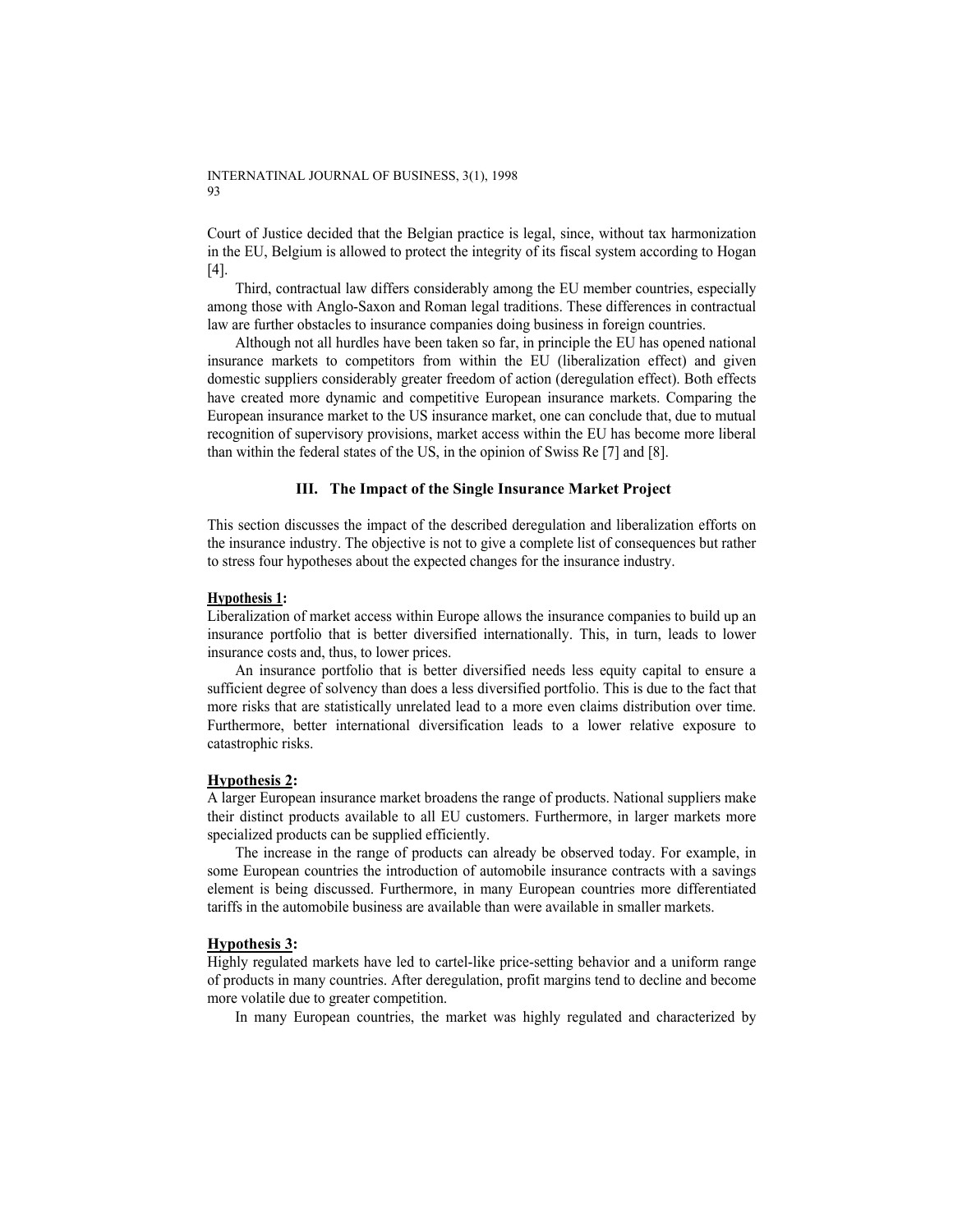Court of Justice decided that the Belgian practice is legal, since, without tax harmonization in the EU, Belgium is allowed to protect the integrity of its fiscal system according to Hogan [4].

Third, contractual law differs considerably among the EU member countries, especially among those with Anglo-Saxon and Roman legal traditions. These differences in contractual law are further obstacles to insurance companies doing business in foreign countries.

Although not all hurdles have been taken so far, in principle the EU has opened national insurance markets to competitors from within the EU (liberalization effect) and given domestic suppliers considerably greater freedom of action (deregulation effect). Both effects have created more dynamic and competitive European insurance markets. Comparing the European insurance market to the US insurance market, one can conclude that, due to mutual recognition of supervisory provisions, market access within the EU has become more liberal than within the federal states of the US, in the opinion of Swiss Re [7] and [8].

## III. The Impact of the Single Insurance Market Project

This section discusses the impact of the described deregulation and liberalization efforts on the insurance industry. The objective is not to give a complete list of consequences but rather to stress four hypotheses about the expected changes for the insurance industry.

**Hypothesis 1:**
Liberalization of market access within Europe allows the insurance companies to build up an insurance portfolio that is better diversified internationally. This, in turn, leads to lower insurance costs and, thus, to lower prices.

An insurance portfolio that is better diversified needs less equity capital to ensure a sufficient degree of solvency than does a less diversified portfolio. This is due to the fact that more risks that are statistically unrelated lead to a more even claims distribution over time. Furthermore, better international diversification leads to a lower relative exposure to catastrophic risks.

**Hypothesis 2:**
A larger European insurance market broadens the range of products. National suppliers make their distinct products available to all EU customers. Furthermore, in larger markets more specialized products can be supplied efficiently.

The increase in the range of products can already be observed today. For example, in some European countries the introduction of automobile insurance contracts with a savings element is being discussed. Furthermore, in many European countries more differentiated tariffs in the automobile business are available than were available in smaller markets.

**Hypothesis 3:**
Highly regulated markets have led to cartel-like price-setting behavior and a uniform range of products in many countries. After deregulation, profit margins tend to decline and become more volatile due to greater competition.

In many European countries, the market was highly regulated and characterized by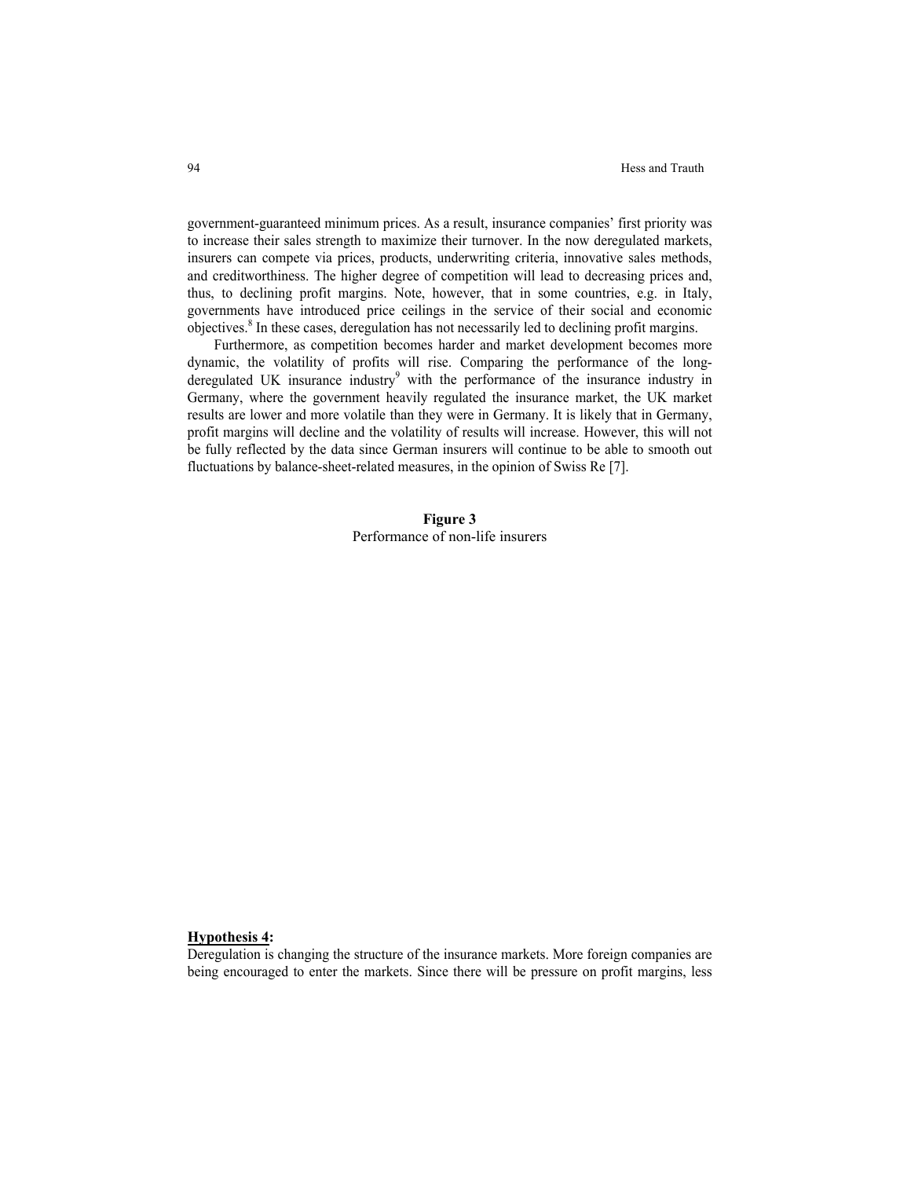government-guaranteed minimum prices. As a result, insurance companies' first priority was to increase their sales strength to maximize their turnover. In the now deregulated markets, insurers can compete via prices, products, underwriting criteria, innovative sales methods, and creditworthiness. The higher degree of competition will lead to decreasing prices and, thus, to declining profit margins. Note, however, that in some countries, e.g. in Italy, governments have introduced price ceilings in the service of their social and economic objectives.[8] In these cases, deregulation has not necessarily led to declining profit margins.

Furthermore, as competition becomes harder and market development becomes more dynamic, the volatility of profits will rise. Comparing the performance of the long-deregulated UK insurance industry[9] with the performance of the insurance industry in Germany, where the government heavily regulated the insurance market, the UK market results are lower and more volatile than they were in Germany. It is likely that in Germany, profit margins will decline and the volatility of results will increase. However, this will not be fully reflected by the data since German insurers will continue to be able to smooth out fluctuations by balance-sheet-related measures, in the opinion of Swiss Re [7].

**Figure 3**
Performance of non-life insurers

**Hypothesis 4:**
Deregulation is changing the structure of the insurance markets. More foreign companies are being encouraged to enter the markets. Since there will be pressure on profit margins, less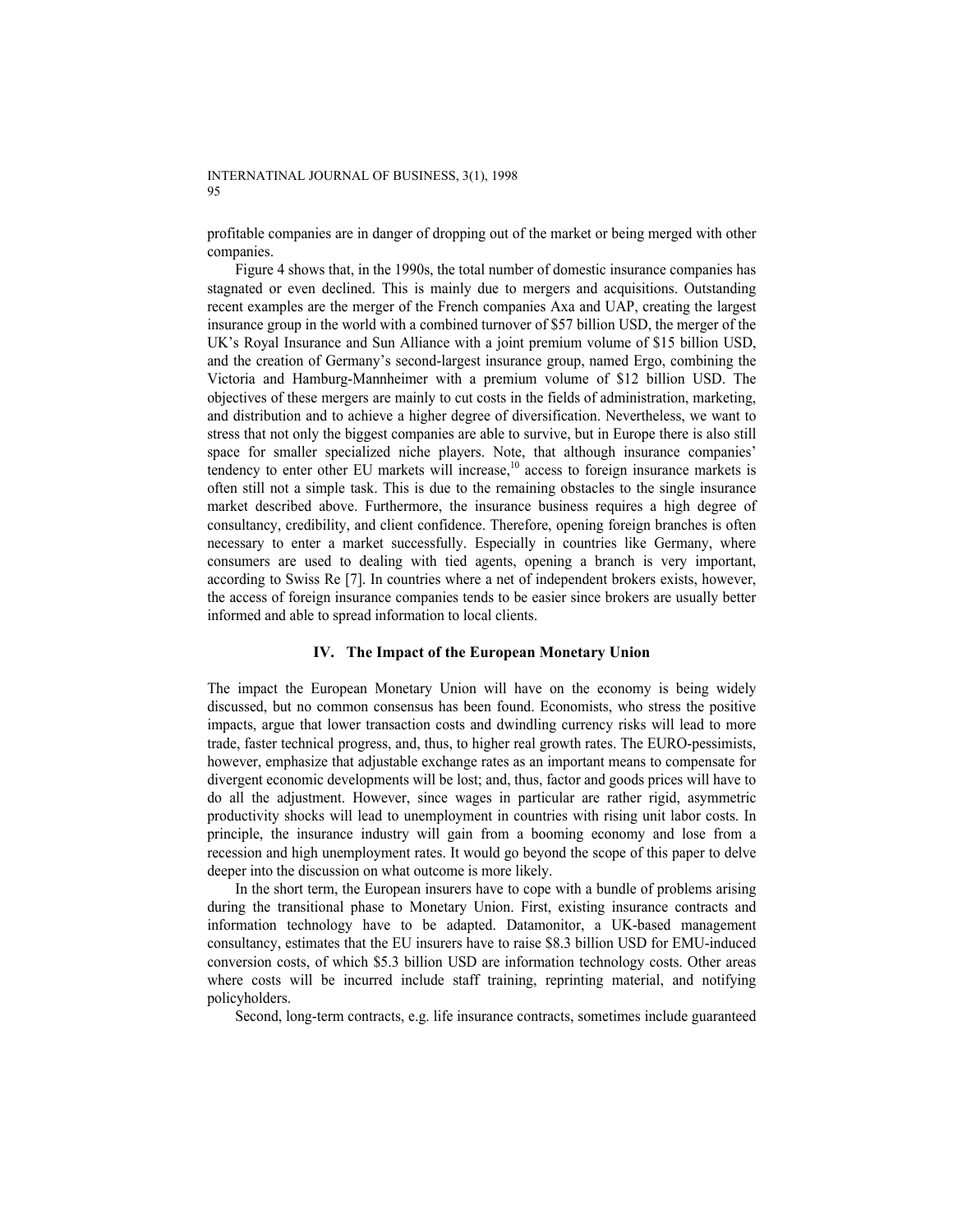profitable companies are in danger of dropping out of the market or being merged with other companies.

Figure 4 shows that, in the 1990s, the total number of domestic insurance companies has stagnated or even declined. This is mainly due to mergers and acquisitions. Outstanding recent examples are the merger of the French companies Axa and UAP, creating the largest insurance group in the world with a combined turnover of $57 billion USD, the merger of the UK's Royal Insurance and Sun Alliance with a joint premium volume of $15 billion USD, and the creation of Germany's second-largest insurance group, named Ergo, combining the Victoria and Hamburg-Mannheimer with a premium volume of $12 billion USD. The objectives of these mergers are mainly to cut costs in the fields of administration, marketing, and distribution and to achieve a higher degree of diversification. Nevertheless, we want to stress that not only the biggest companies are able to survive, but in Europe there is also still space for smaller specialized niche players. Note, that although insurance companies' tendency to enter other EU markets will increase,[10] access to foreign insurance markets is often still not a simple task. This is due to the remaining obstacles to the single insurance market described above. Furthermore, the insurance business requires a high degree of consultancy, credibility, and client confidence. Therefore, opening foreign branches is often necessary to enter a market successfully. Especially in countries like Germany, where consumers are used to dealing with tied agents, opening a branch is very important, according to Swiss Re [7]. In countries where a net of independent brokers exists, however, the access of foreign insurance companies tends to be easier since brokers are usually better informed and able to spread information to local clients.

## IV. The Impact of the European Monetary Union

The impact the European Monetary Union will have on the economy is being widely discussed, but no common consensus has been found. Economists, who stress the positive impacts, argue that lower transaction costs and dwindling currency risks will lead to more trade, faster technical progress, and, thus, to higher real growth rates. The EURO-pessimists, however, emphasize that adjustable exchange rates as an important means to compensate for divergent economic developments will be lost; and, thus, factor and goods prices will have to do all the adjustment. However, since wages in particular are rather rigid, asymmetric productivity shocks will lead to unemployment in countries with rising unit labor costs. In principle, the insurance industry will gain from a booming economy and lose from a recession and high unemployment rates. It would go beyond the scope of this paper to delve deeper into the discussion on what outcome is more likely.

In the short term, the European insurers have to cope with a bundle of problems arising during the transitional phase to Monetary Union. First, existing insurance contracts and information technology have to be adapted. Datamonitor, a UK-based management consultancy, estimates that the EU insurers have to raise $8.3 billion USD for EMU-induced conversion costs, of which $5.3 billion USD are information technology costs. Other areas where costs will be incurred include staff training, reprinting material, and notifying policyholders.

Second, long-term contracts, e.g. life insurance contracts, sometimes include guaranteed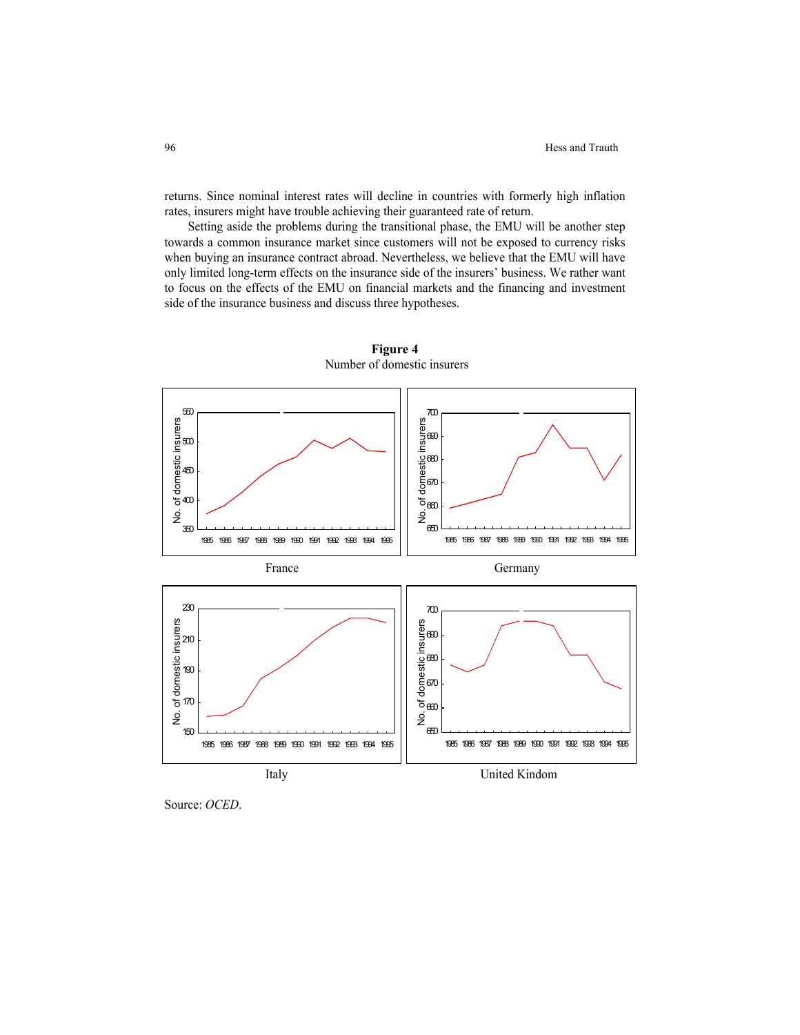returns. Since nominal interest rates will decline in countries with formerly high inflation rates, insurers might have trouble achieving their guaranteed rate of return.

Setting aside the problems during the transitional phase, the EMU will be another step towards a common insurance market since customers will not be exposed to currency risks when buying an insurance contract abroad. Nevertheless, we believe that the EMU will have only limited long-term effects on the insurance side of the insurers' business. We rather want to focus on the effects of the EMU on financial markets and the financing and investment side of the insurance business and discuss three hypotheses.

**Figure 4**

Number of domestic insurers

France

Germany

Italy

United Kindom

Source: *OCED*.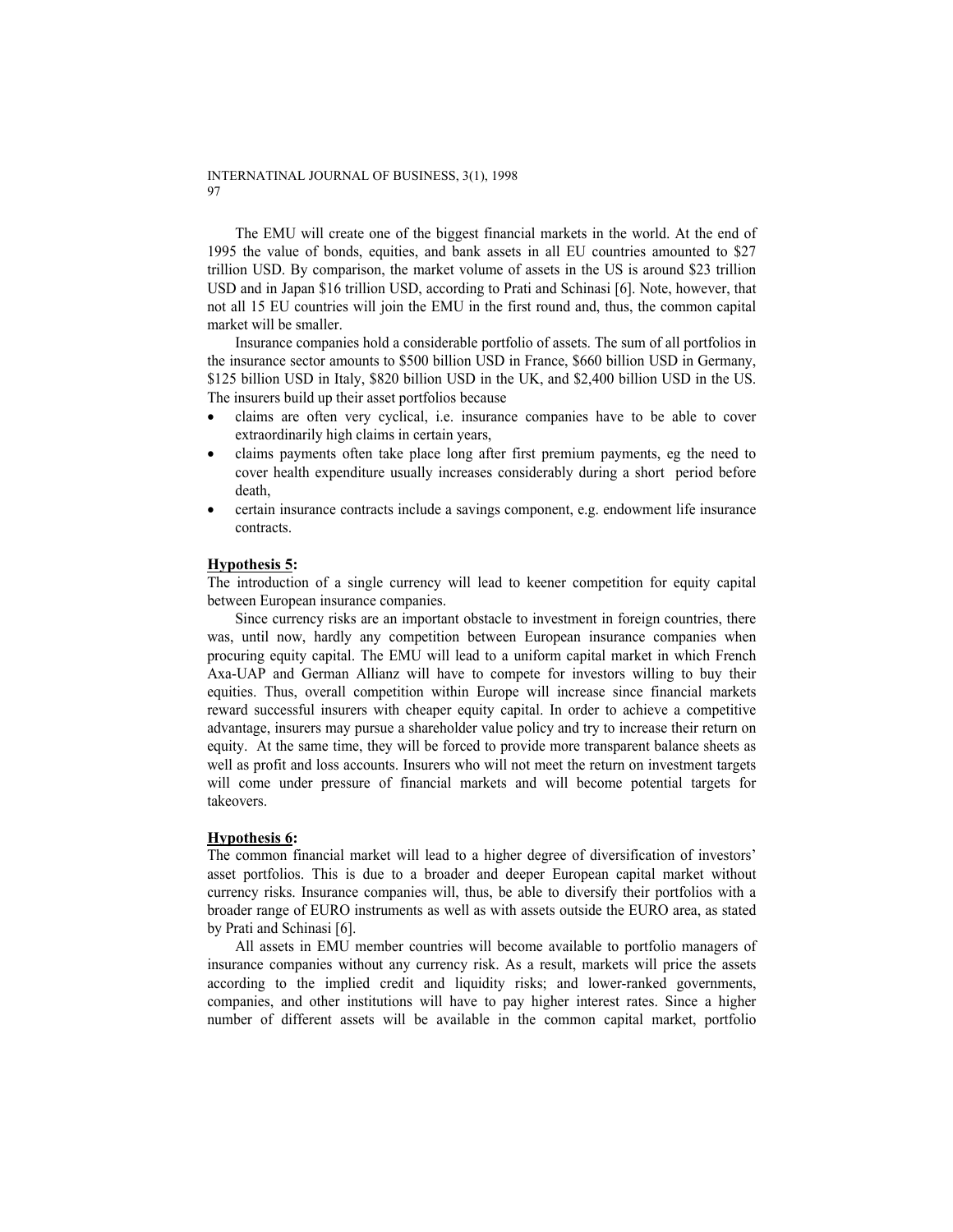The EMU will create one of the biggest financial markets in the world. At the end of 1995 the value of bonds, equities, and bank assets in all EU countries amounted to $27 trillion USD. By comparison, the market volume of assets in the US is around $23 trillion USD and in Japan $16 trillion USD, according to Prati and Schinasi [6]. Note, however, that not all 15 EU countries will join the EMU in the first round and, thus, the common capital market will be smaller.

Insurance companies hold a considerable portfolio of assets. The sum of all portfolios in the insurance sector amounts to $500 billion USD in France, $660 billion USD in Germany, $125 billion USD in Italy, $820 billion USD in the UK, and $2,400 billion USD in the US. The insurers build up their asset portfolios because

- claims are often very cyclical, i.e. insurance companies have to be able to cover extraordinarily high claims in certain years,
- claims payments often take place long after first premium payments, eg the need to cover health expenditure usually increases considerably during a short period before death,
- certain insurance contracts include a savings component, e.g. endowment life insurance contracts.

**Hypothesis 5:**
The introduction of a single currency will lead to keener competition for equity capital between European insurance companies.

Since currency risks are an important obstacle to investment in foreign countries, there was, until now, hardly any competition between European insurance companies when procuring equity capital. The EMU will lead to a uniform capital market in which French Axa-UAP and German Allianz will have to compete for investors willing to buy their equities. Thus, overall competition within Europe will increase since financial markets reward successful insurers with cheaper equity capital. In order to achieve a competitive advantage, insurers may pursue a shareholder value policy and try to increase their return on equity. At the same time, they will be forced to provide more transparent balance sheets as well as profit and loss accounts. Insurers who will not meet the return on investment targets will come under pressure of financial markets and will become potential targets for takeovers.

**Hypothesis 6:**
The common financial market will lead to a higher degree of diversification of investors' asset portfolios. This is due to a broader and deeper European capital market without currency risks. Insurance companies will, thus, be able to diversify their portfolios with a broader range of EURO instruments as well as with assets outside the EURO area, as stated by Prati and Schinasi [6].

All assets in EMU member countries will become available to portfolio managers of insurance companies without any currency risk. As a result, markets will price the assets according to the implied credit and liquidity risks; and lower-ranked governments, companies, and other institutions will have to pay higher interest rates. Since a higher number of different assets will be available in the common capital market, portfolio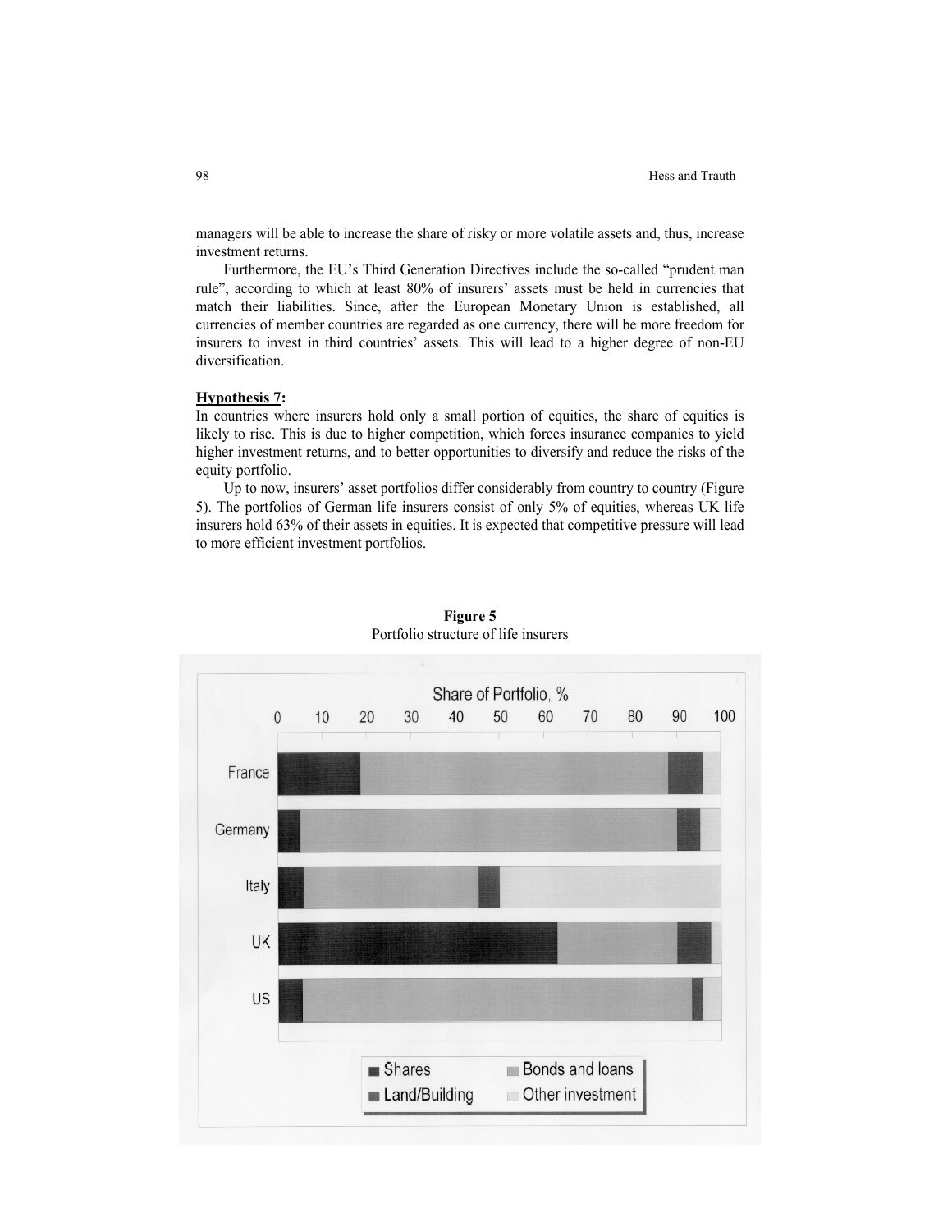managers will be able to increase the share of risky or more volatile assets and, thus, increase investment returns.

Furthermore, the EU's Third Generation Directives include the so-called "prudent man rule", according to which at least 80% of insurers' assets must be held in currencies that match their liabilities. Since, after the European Monetary Union is established, all currencies of member countries are regarded as one currency, there will be more freedom for insurers to invest in third countries' assets. This will lead to a higher degree of non-EU diversification.

**Hypothesis 7:**
In countries where insurers hold only a small portion of equities, the share of equities is likely to rise. This is due to higher competition, which forces insurance companies to yield higher investment returns, and to better opportunities to diversify and reduce the risks of the equity portfolio.

Up to now, insurers' asset portfolios differ considerably from country to country (Figure 5). The portfolios of German life insurers consist of only 5% of equities, whereas UK life insurers hold 63% of their assets in equities. It is expected that competitive pressure will lead to more efficient investment portfolios.

**Figure 5**
Portfolio structure of life insurers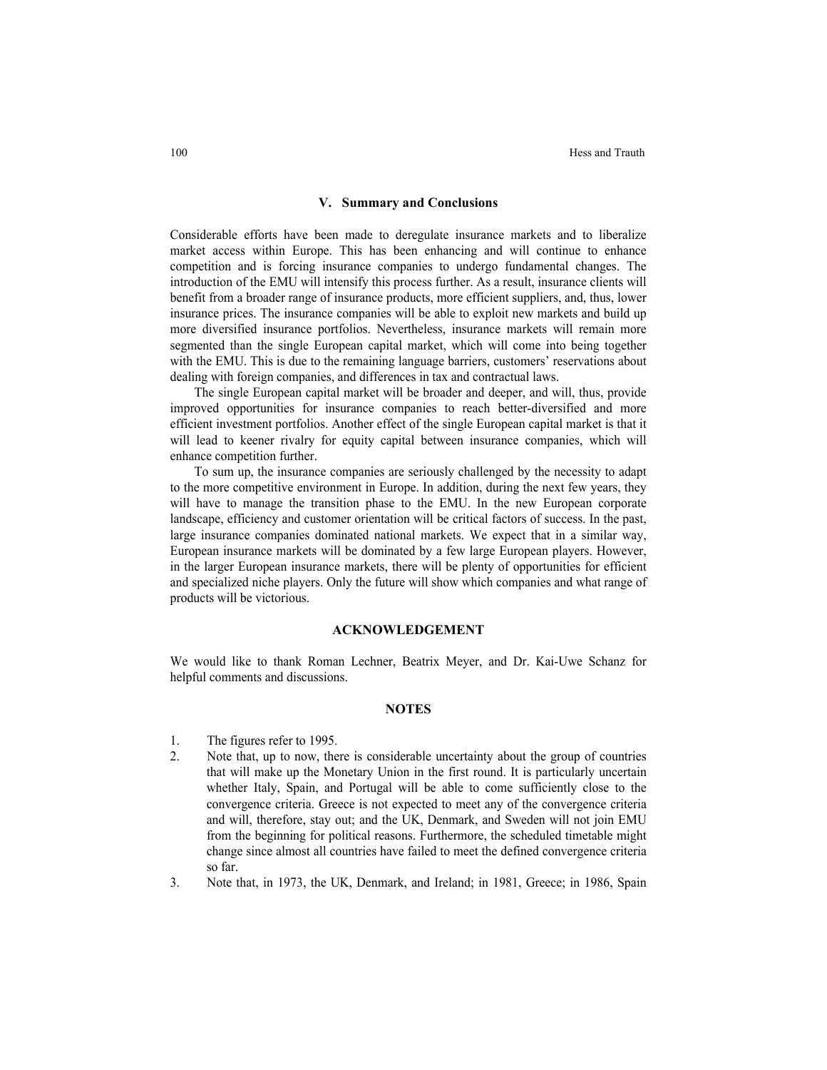## V. Summary and Conclusions

Considerable efforts have been made to deregulate insurance markets and to liberalize market access within Europe. This has been enhancing and will continue to enhance competition and is forcing insurance companies to undergo fundamental changes. The introduction of the EMU will intensify this process further. As a result, insurance clients will benefit from a broader range of insurance products, more efficient suppliers, and, thus, lower insurance prices. The insurance companies will be able to exploit new markets and build up more diversified insurance portfolios. Nevertheless, insurance markets will remain more segmented than the single European capital market, which will come into being together with the EMU. This is due to the remaining language barriers, customers' reservations about dealing with foreign companies, and differences in tax and contractual laws.

The single European capital market will be broader and deeper, and will, thus, provide improved opportunities for insurance companies to reach better-diversified and more efficient investment portfolios. Another effect of the single European capital market is that it will lead to keener rivalry for equity capital between insurance companies, which will enhance competition further.

To sum up, the insurance companies are seriously challenged by the necessity to adapt to the more competitive environment in Europe. In addition, during the next few years, they will have to manage the transition phase to the EMU. In the new European corporate landscape, efficiency and customer orientation will be critical factors of success. In the past, large insurance companies dominated national markets. We expect that in a similar way, European insurance markets will be dominated by a few large European players. However, in the larger European insurance markets, there will be plenty of opportunities for efficient and specialized niche players. Only the future will show which companies and what range of products will be victorious.

## ACKNOWLEDGEMENT

We would like to thank Roman Lechner, Beatrix Meyer, and Dr. Kai-Uwe Schanz for helpful comments and discussions.

## NOTES

1. The figures refer to 1995.
2. Note that, up to now, there is considerable uncertainty about the group of countries that will make up the Monetary Union in the first round. It is particularly uncertain whether Italy, Spain, and Portugal will be able to come sufficiently close to the convergence criteria. Greece is not expected to meet any of the convergence criteria and will, therefore, stay out; and the UK, Denmark, and Sweden will not join EMU from the beginning for political reasons. Furthermore, the scheduled timetable might change since almost all countries have failed to meet the defined convergence criteria so far.
3. Note that, in 1973, the UK, Denmark, and Ireland; in 1981, Greece; in 1986, Spain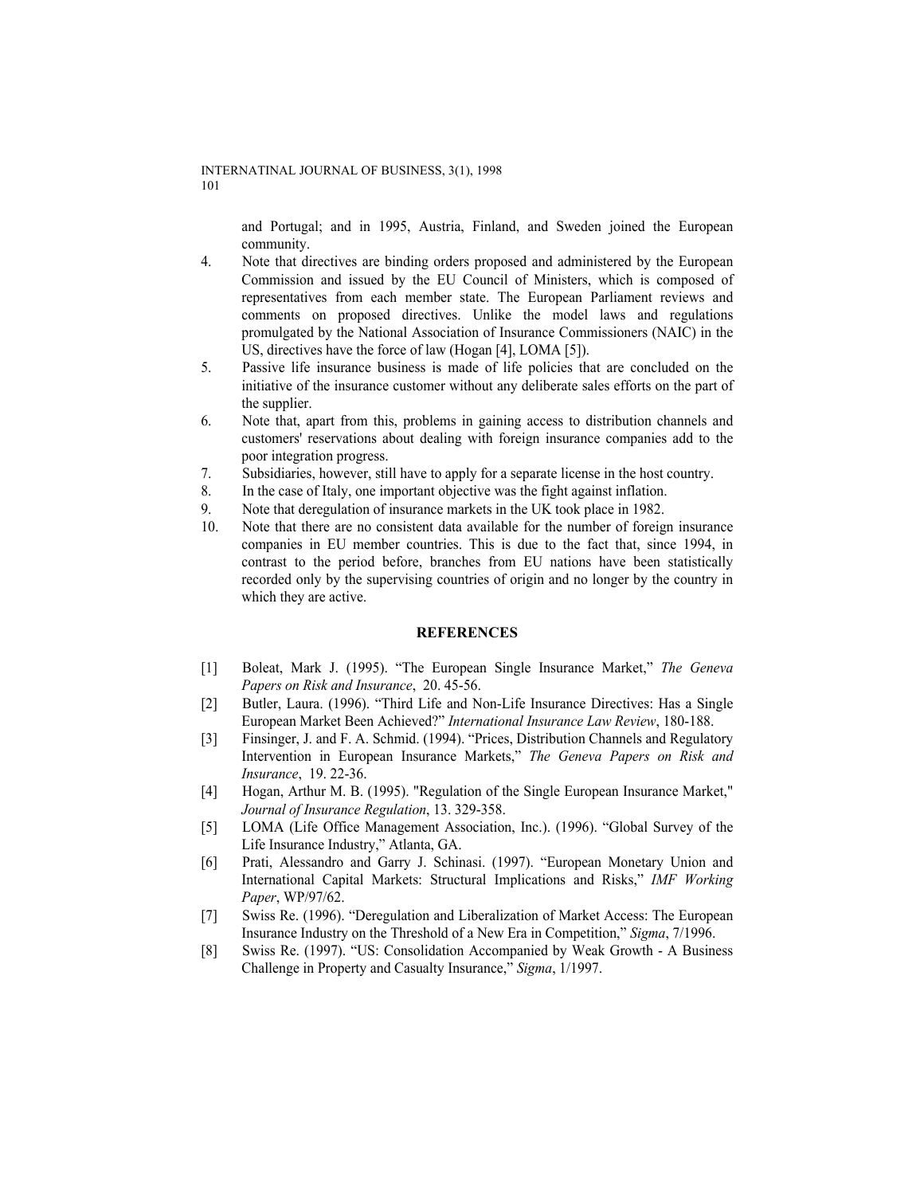and Portugal; and in 1995, Austria, Finland, and Sweden joined the European community.

4. Note that directives are binding orders proposed and administered by the European Commission and issued by the EU Council of Ministers, which is composed of representatives from each member state. The European Parliament reviews and comments on proposed directives. Unlike the model laws and regulations promulgated by the National Association of Insurance Commissioners (NAIC) in the US, directives have the force of law (Hogan [4], LOMA [5]).
5. Passive life insurance business is made of life policies that are concluded on the initiative of the insurance customer without any deliberate sales efforts on the part of the supplier.
6. Note that, apart from this, problems in gaining access to distribution channels and customers' reservations about dealing with foreign insurance companies add to the poor integration progress.
7. Subsidiaries, however, still have to apply for a separate license in the host country.
8. In the case of Italy, one important objective was the fight against inflation.
9. Note that deregulation of insurance markets in the UK took place in 1982.
10. Note that there are no consistent data available for the number of foreign insurance companies in EU member countries. This is due to the fact that, since 1994, in contrast to the period before, branches from EU nations have been statistically recorded only by the supervising countries of origin and no longer by the country in which they are active.

## REFERENCES

[1] Boleat, Mark J. (1995). "The European Single Insurance Market," *The Geneva Papers on Risk and Insurance*, 20. 45-56.

[2] Butler, Laura. (1996). "Third Life and Non-Life Insurance Directives: Has a Single European Market Been Achieved?" *International Insurance Law Review*, 180-188.

[3] Finsinger, J. and F. A. Schmid. (1994). "Prices, Distribution Channels and Regulatory Intervention in European Insurance Markets," *The Geneva Papers on Risk and Insurance*, 19. 22-36.

[4] Hogan, Arthur M. B. (1995). "Regulation of the Single European Insurance Market," *Journal of Insurance Regulation*, 13. 329-358.

[5] LOMA (Life Office Management Association, Inc.). (1996). "Global Survey of the Life Insurance Industry," Atlanta, GA.

[6] Prati, Alessandro and Garry J. Schinasi. (1997). "European Monetary Union and International Capital Markets: Structural Implications and Risks," *IMF Working Paper*, WP/97/62.

[7] Swiss Re. (1996). "Deregulation and Liberalization of Market Access: The European Insurance Industry on the Threshold of a New Era in Competition," *Sigma*, 7/1996.

[8] Swiss Re. (1997). "US: Consolidation Accompanied by Weak Growth - A Business Challenge in Property and Casualty Insurance," *Sigma*, 1/1997.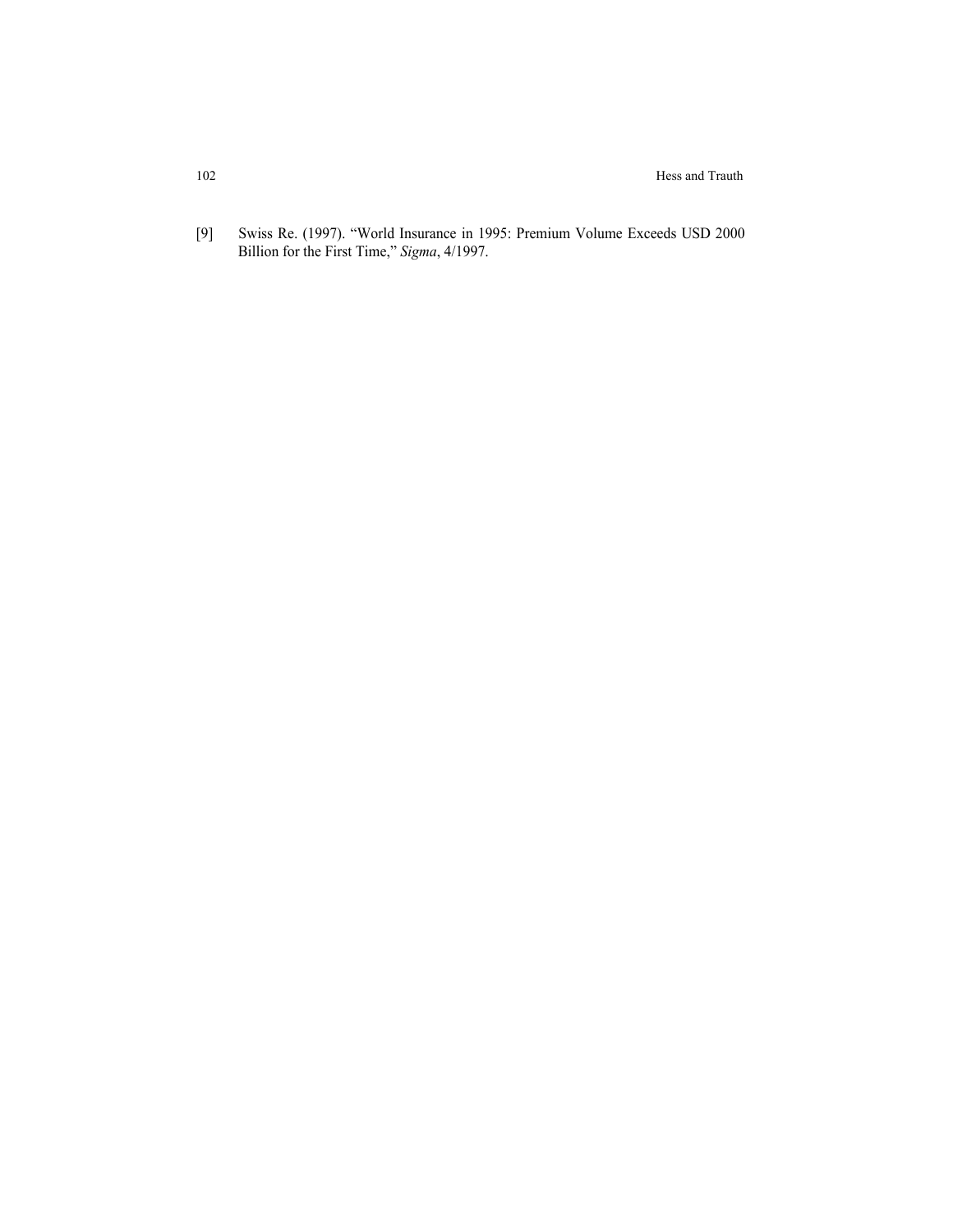[9] Swiss Re. (1997). “World Insurance in 1995: Premium Volume Exceeds USD 2000 Billion for the First Time,” *Sigma*, 4/1997.